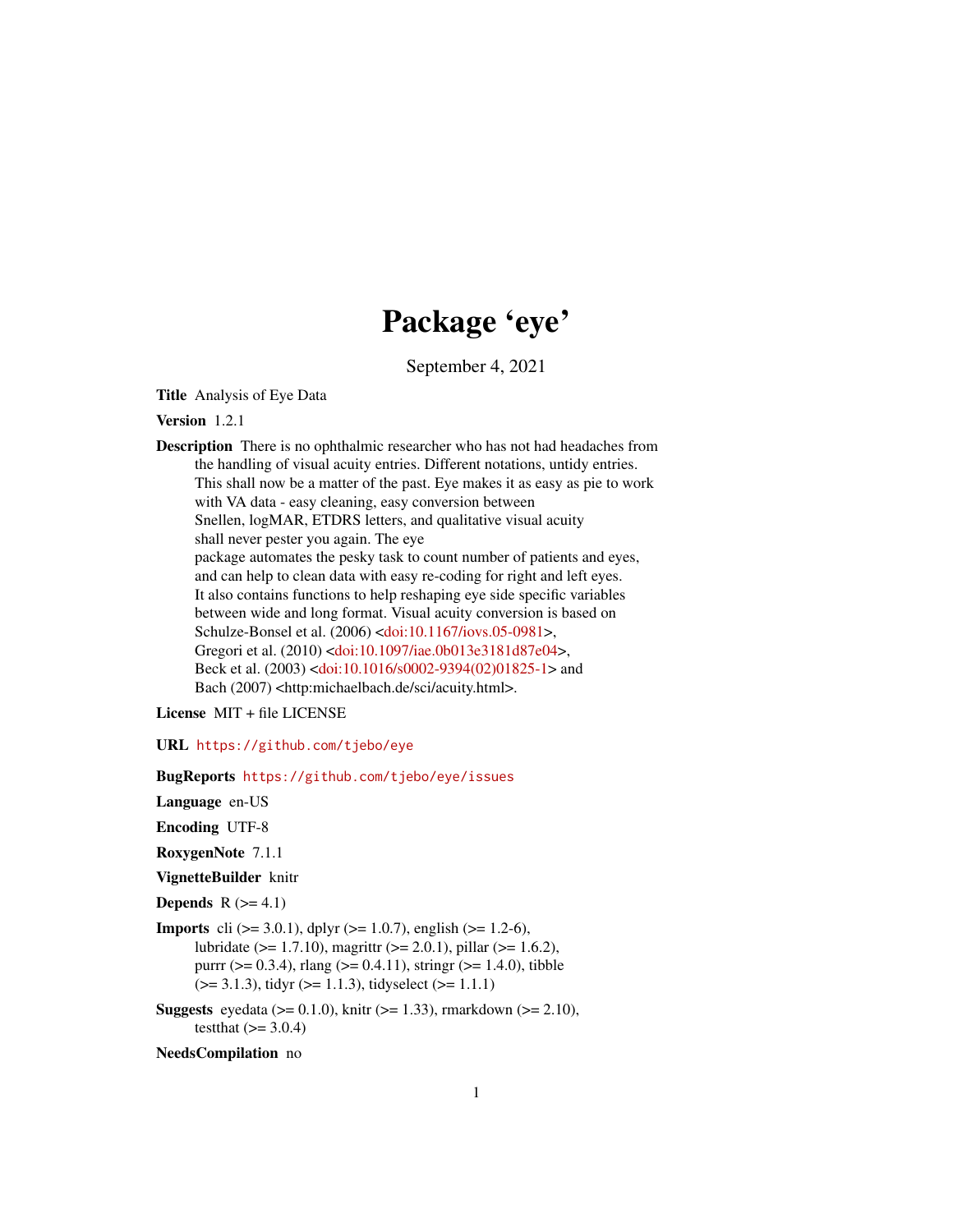# Package 'eye'

September 4, 2021

**Title** Analysis of Eye Data

**Version** 1.2.1

**Description** There is no ophthalmic researcher who has not had headaches from the handling of visual acuity entries. Different notations, untidy entries. This shall now be a matter of the past. Eye makes it as easy as pie to work with VA data - easy cleaning, easy conversion between Snellen, logMAR, ETDRS letters, and qualitative visual acuity shall never pester you again. The eye package automates the pesky task to count number of patients and eyes, and can help to clean data with easy re-coding for right and left eyes. It also contains functions to help reshaping eye side specific variables between wide and long format. Visual acuity conversion is based on Schulze-Bonsel et al. (2006) <doi:10.1167/iovs.05-0981>, Gregori et al. (2010) <doi:10.1097/iae.0b013e3181d87e04>, Beck et al. (2003) <doi:10.1016/s0002-9394(02)01825-1> and Bach (2007) <http:michaelbach.de/sci/acuity.html>.

**License** MIT + file LICENSE

**URL** https://github.com/tjebo/eye

**BugReports** https://github.com/tjebo/eye/issues

**Language** en-US

**Encoding** UTF-8

**RoxygenNote** 7.1.1

**VignetteBuilder** knitr

**Depends** R (>= 4.1)

**Imports** cli (>= 3.0.1), dplyr (>= 1.0.7), english (>= 1.2-6), lubridate (>= 1.7.10), magrittr (>= 2.0.1), pillar (>= 1.6.2), purrr (>= 0.3.4), rlang (>= 0.4.11), stringr (>= 1.4.0), tibble (>= 3.1.3), tidyr (>= 1.1.3), tidyselect (>= 1.1.1)

**Suggests** eyedata (>= 0.1.0), knitr (>= 1.33), rmarkdown (>= 2.10), testthat (>= 3.0.4)

**NeedsCompilation** no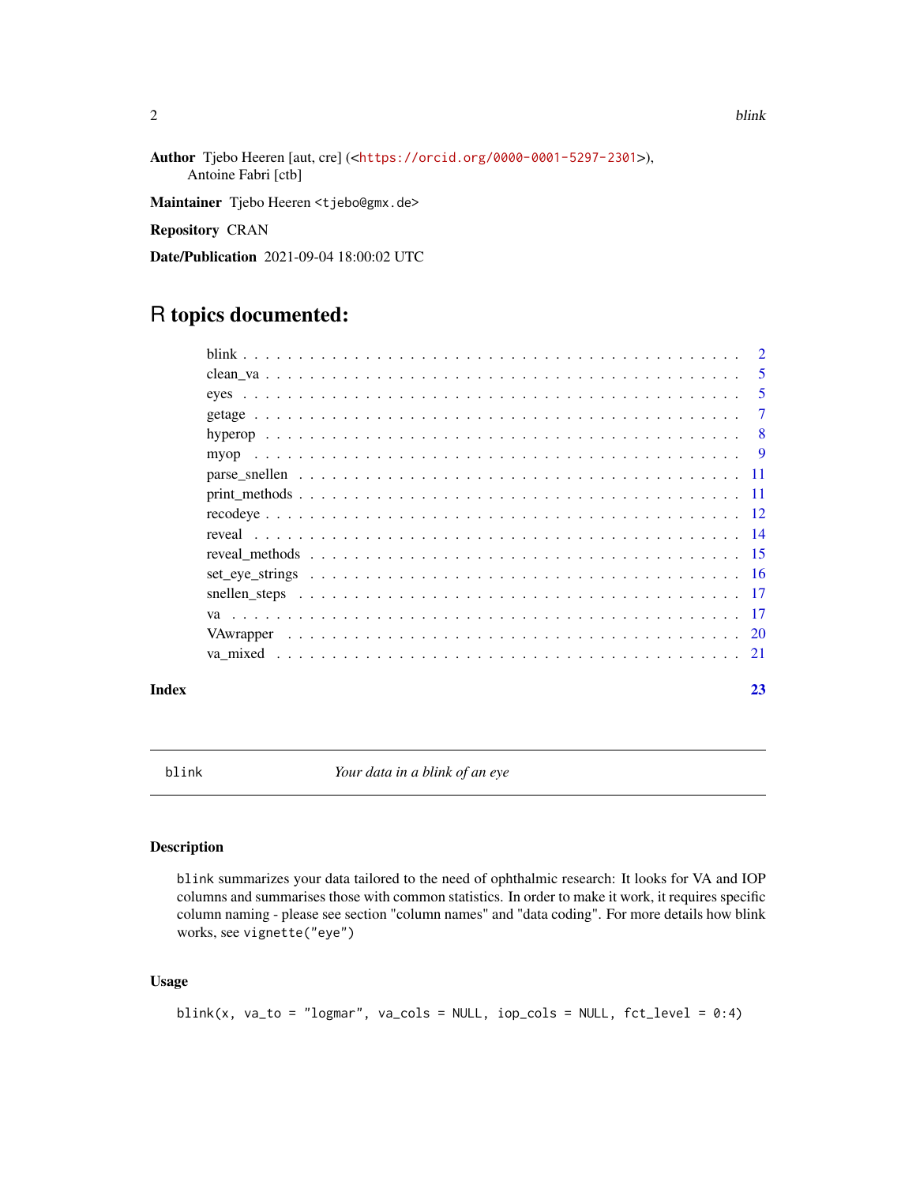**Author** Tjebo Heeren [aut, cre] (<https://orcid.org/0000-0001-5297-2301>), Antoine Fabri [ctb]

**Maintainer** Tjebo Heeren <tjebo@gmx.de>

**Repository** CRAN

**Date/Publication** 2021-09-04 18:00:02 UTC

# R topics documented:

| | |
|---|---|
| blink | 2 |
| clean_va | 5 |
| eyes | 5 |
| getage | 7 |
| hyperop | 8 |
| myop | 9 |
| parse_snellen | 11 |
| print_methods | 11 |
| recodeye | 12 |
| reveal | 14 |
| reveal_methods | 15 |
| set_eye_strings | 16 |
| snellen_steps | 17 |
| va | 17 |
| VAwrapper | 20 |
| va_mixed | 21 |
| **Index** | **23** |

---

`blink` — *Your data in a blink of an eye*

---

## Description

`blink` summarizes your data tailored to the need of ophthalmic research: It looks for VA and IOP columns and summarises those with common statistics. In order to make it work, it requires specific column naming - please see section "column names" and "data coding". For more details how blink works, see `vignette("eye")`

## Usage

```
blink(x, va_to = "logmar", va_cols = NULL, iop_cols = NULL, fct_level = 0:4)
```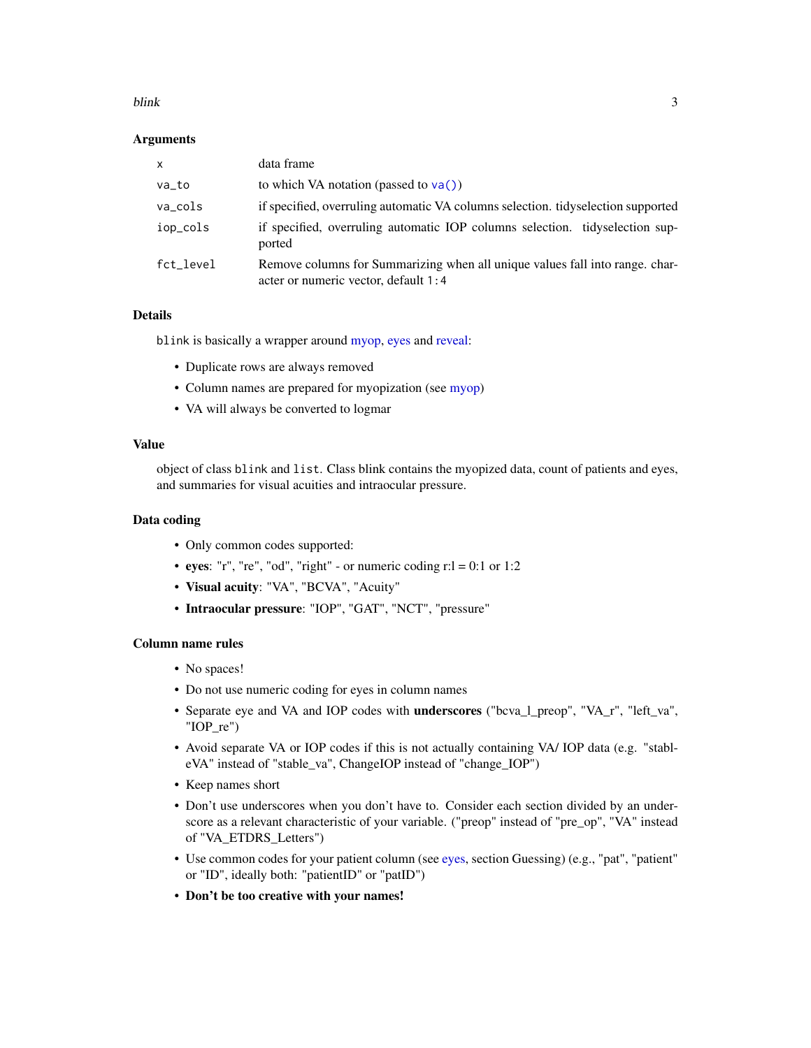### Arguments

| | |
|---|---|
| `x` | data frame |
| `va_to` | to which VA notation (passed to `va()`) |
| `va_cols` | if specified, overruling automatic VA columns selection. tidyselection supported |
| `iop_cols` | if specified, overruling automatic IOP columns selection. tidyselection supported |
| `fct_level` | Remove columns for Summarizing when all unique values fall into range. character or numeric vector, default `1:4` |

### Details

`blink` is basically a wrapper around myop, eyes and reveal:

- Duplicate rows are always removed
- Column names are prepared for myopization (see myop)
- VA will always be converted to logmar

### Value

object of class `blink` and `list`. Class blink contains the myopized data, count of patients and eyes, and summaries for visual acuities and intraocular pressure.

### Data coding

- Only common codes supported:
- **eyes**: "r", "re", "od", "right" - or numeric coding r:l = 0:1 or 1:2
- **Visual acuity**: "VA", "BCVA", "Acuity"
- **Intraocular pressure**: "IOP", "GAT", "NCT", "pressure"

### Column name rules

- No spaces!
- Do not use numeric coding for eyes in column names
- Separate eye and VA and IOP codes with **underscores** ("bcva_l_preop", "VA_r", "left_va", "IOP_re")
- Avoid separate VA or IOP codes if this is not actually containing VA/ IOP data (e.g. "stableVA" instead of "stable_va", ChangeIOP instead of "change_IOP")
- Keep names short
- Don't use underscores when you don't have to. Consider each section divided by an underscore as a relevant characteristic of your variable. ("preop" instead of "pre_op", "VA" instead of "VA_ETDRS_Letters")
- Use common codes for your patient column (see eyes, section Guessing) (e.g., "pat", "patient" or "ID", ideally both: "patientID" or "patID")
- **Don't be too creative with your names!**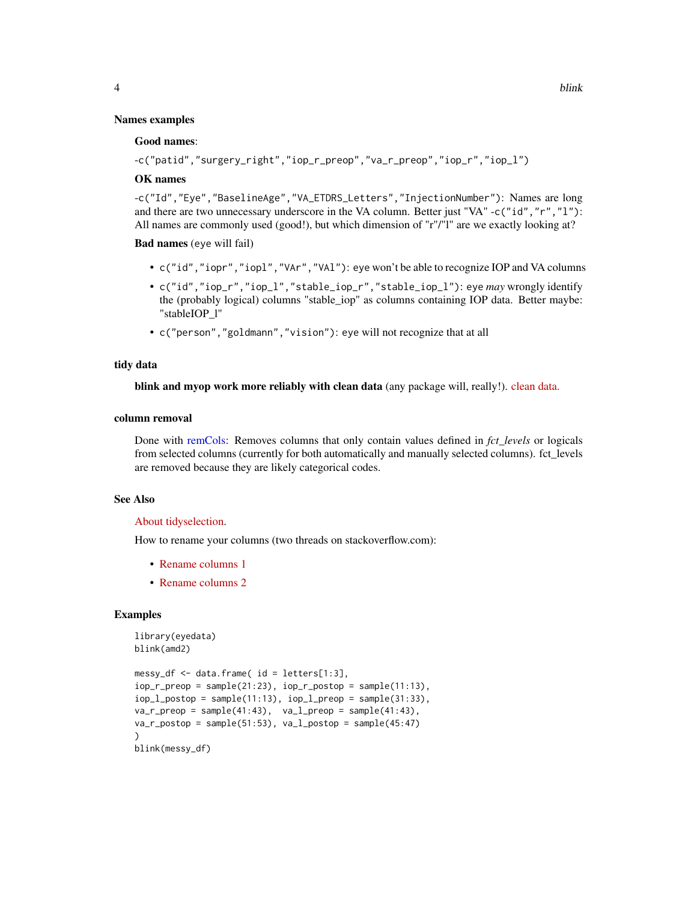### Names examples

**Good names**:

`-c("patid","surgery_right","iop_r_preop","va_r_preop","iop_r","iop_l")`

**OK names**

`-c("Id","Eye","BaselineAge","VA_ETDRS_Letters","InjectionNumber")`: Names are long and there are two unnecessary underscore in the VA column. Better just "VA" `-c("id","r","l")`: All names are commonly used (good!), but which dimension of "r"/"l" are we exactly looking at?

**Bad names** (eye will fail)

- `c("id","iopr","iopl","VAr","VAl")`: eye won't be able to recognize IOP and VA columns
- `c("id","iop_r","iop_l","stable_iop_r","stable_iop_l")`: eye *may* wrongly identify the (probably logical) columns "stable_iop" as columns containing IOP data. Better maybe: "stableIOP_l"
- `c("person","goldmann","vision")`: eye will not recognize that at all

### tidy data

**blink and myop work more reliably with clean data** (any package will, really!). clean data.

### column removal

Done with remCols: Removes columns that only contain values defined in *fct_levels* or logicals from selected columns (currently for both automatically and manually selected columns). fct_levels are removed because they are likely categorical codes.

### See Also

About tidyselection.

How to rename your columns (two threads on stackoverflow.com):

- Rename columns 1
- Rename columns 2

### Examples

```
library(eyedata)
blink(amd2)

messy_df <- data.frame( id = letters[1:3],
iop_r_preop = sample(21:23), iop_r_postop = sample(11:13),
iop_l_postop = sample(11:13), iop_l_preop = sample(31:33),
va_r_preop = sample(41:43),  va_l_preop = sample(41:43),
va_r_postop = sample(51:53), va_l_postop = sample(45:47)
)
blink(messy_df)
```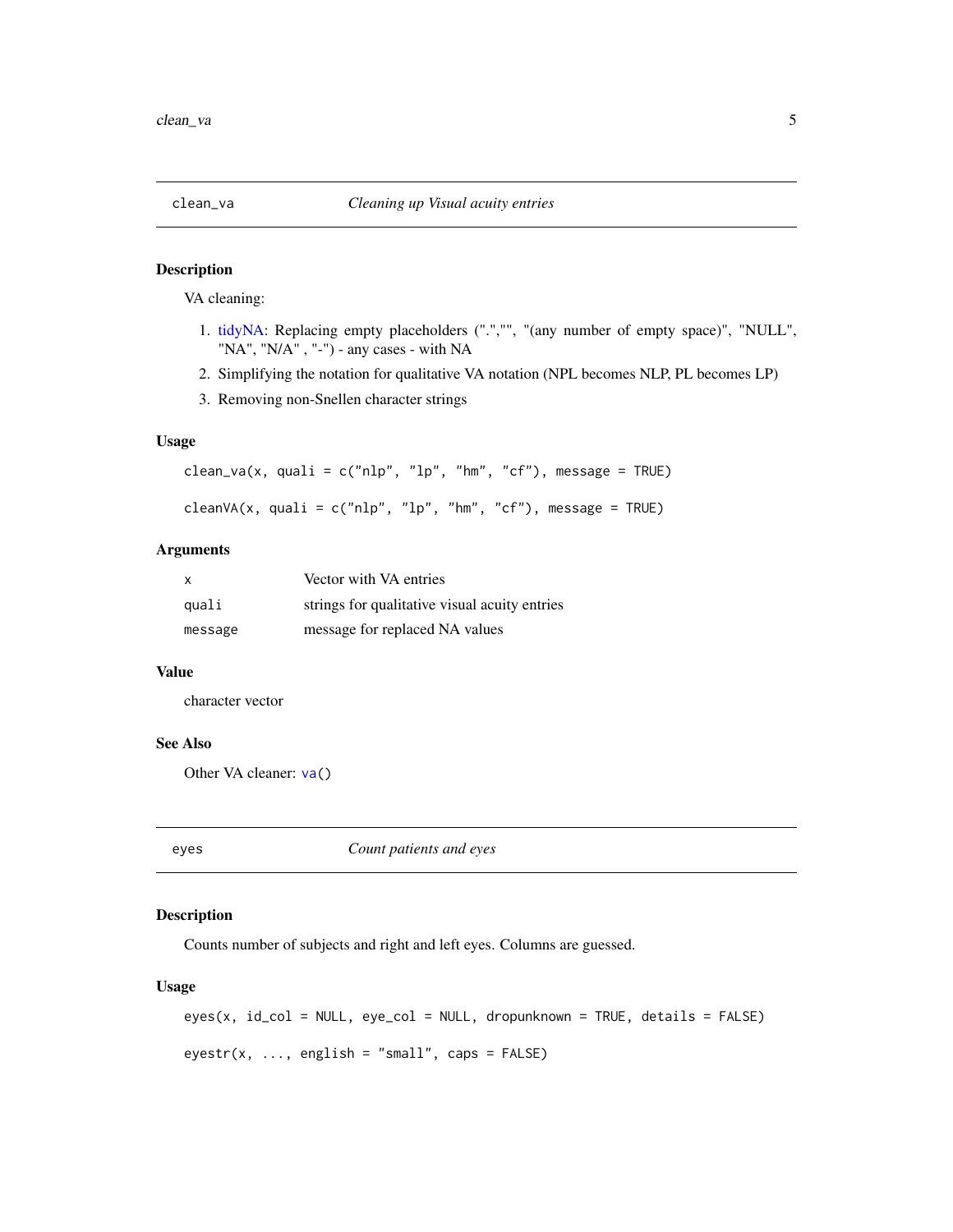## clean_va — *Cleaning up Visual acuity entries*

### Description

VA cleaning:

1. tidyNA: Replacing empty placeholders (".","", "(any number of empty space)", "NULL", "NA", "N/A" , "-") - any cases - with NA
2. Simplifying the notation for qualitative VA notation (NPL becomes NLP, PL becomes LP)
3. Removing non-Snellen character strings

### Usage

```
clean_va(x, quali = c("nlp", "lp", "hm", "cf"), message = TRUE)

cleanVA(x, quali = c("nlp", "lp", "hm", "cf"), message = TRUE)
```

### Arguments

| | |
|---|---|
| x | Vector with VA entries |
| quali | strings for qualitative visual acuity entries |
| message | message for replaced NA values |

### Value

character vector

### See Also

Other VA cleaner: va()

## eyes — *Count patients and eyes*

### Description

Counts number of subjects and right and left eyes. Columns are guessed.

### Usage

```
eyes(x, id_col = NULL, eye_col = NULL, dropunknown = TRUE, details = FALSE)

eyestr(x, ..., english = "small", caps = FALSE)
```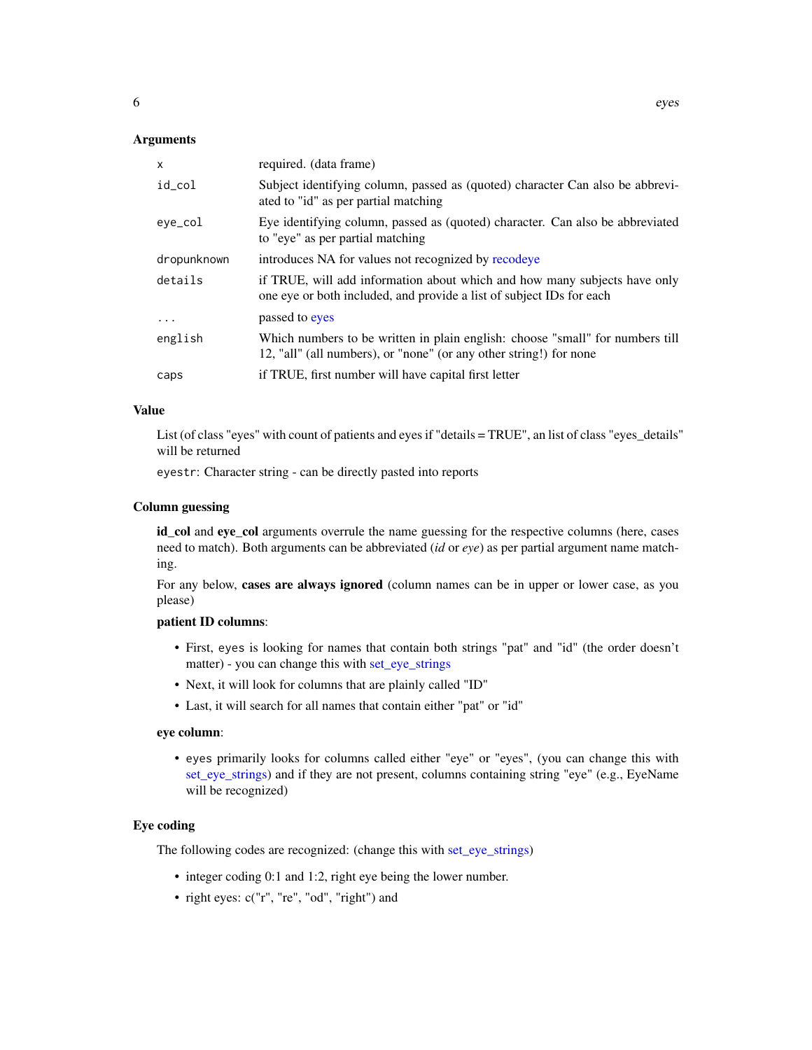### Arguments

| | |
|---|---|
| `x` | required. (data frame) |
| `id_col` | Subject identifying column, passed as (quoted) character Can also be abbreviated to "id" as per partial matching |
| `eye_col` | Eye identifying column, passed as (quoted) character. Can also be abbreviated to "eye" as per partial matching |
| `dropunknown` | introduces NA for values not recognized by recodeye |
| `details` | if TRUE, will add information about which and how many subjects have only one eye or both included, and provide a list of subject IDs for each |
| `...` | passed to eyes |
| `english` | Which numbers to be written in plain english: choose "small" for numbers till 12, "all" (all numbers), or "none" (or any other string!) for none |
| `caps` | if TRUE, first number will have capital first letter |

### Value

List (of class "eyes" with count of patients and eyes if "details = TRUE", an list of class "eyes_details" will be returned

`eyestr`: Character string - can be directly pasted into reports

### Column guessing

**id_col** and **eye_col** arguments overrule the name guessing for the respective columns (here, cases need to match). Both arguments can be abbreviated (*id* or *eye*) as per partial argument name matching.

For any below, **cases are always ignored** (column names can be in upper or lower case, as you please)

**patient ID columns**:

- First, `eyes` is looking for names that contain both strings "pat" and "id" (the order doesn't matter) - you can change this with set_eye_strings
- Next, it will look for columns that are plainly called "ID"
- Last, it will search for all names that contain either "pat" or "id"

**eye column**:

- `eyes` primarily looks for columns called either "eye" or "eyes", (you can change this with set_eye_strings) and if they are not present, columns containing string "eye" (e.g., EyeName will be recognized)

### Eye coding

The following codes are recognized: (change this with set_eye_strings)

- integer coding 0:1 and 1:2, right eye being the lower number.
- right eyes: c("r", "re", "od", "right") and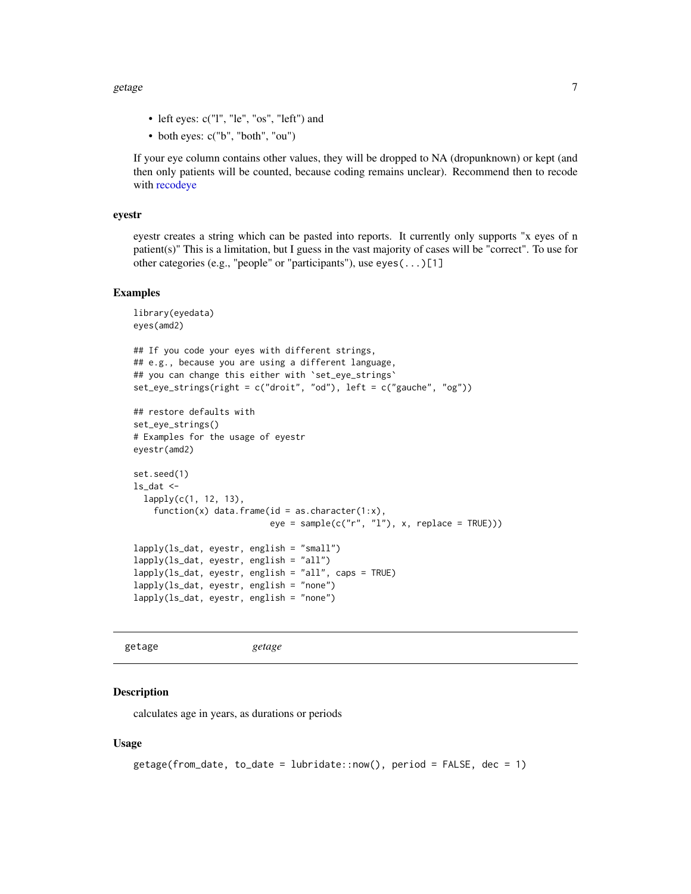- left eyes: c("l", "le", "os", "left") and
- both eyes: c("b", "both", "ou")

If your eye column contains other values, they will be dropped to NA (dropunknown) or kept (and then only patients will be counted, because coding remains unclear). Recommend then to recode with recodeye

### eyestr

eyestr creates a string which can be pasted into reports. It currently only supports "x eyes of n patient(s)" This is a limitation, but I guess in the vast majority of cases will be "correct". To use for other categories (e.g., "people" or "participants"), use `eyes(...)[1]`

## Examples

```
library(eyedata)
eyes(amd2)

## If you code your eyes with different strings,
## e.g., because you are using a different language,
## you can change this either with `set_eye_strings`
set_eye_strings(right = c("droit", "od"), left = c("gauche", "og"))

## restore defaults with
set_eye_strings()
# Examples for the usage of eyestr
eyestr(amd2)

set.seed(1)
ls_dat <-
  lapply(c(1, 12, 13),
    function(x) data.frame(id = as.character(1:x),
                           eye = sample(c("r", "l"), x, replace = TRUE)))

lapply(ls_dat, eyestr, english = "small")
lapply(ls_dat, eyestr, english = "all")
lapply(ls_dat, eyestr, english = "all", caps = TRUE)
lapply(ls_dat, eyestr, english = "none")
lapply(ls_dat, eyestr, english = "none")
```

---

# getage *getage*

## Description

calculates age in years, as durations or periods

## Usage

```
getage(from_date, to_date = lubridate::now(), period = FALSE, dec = 1)
```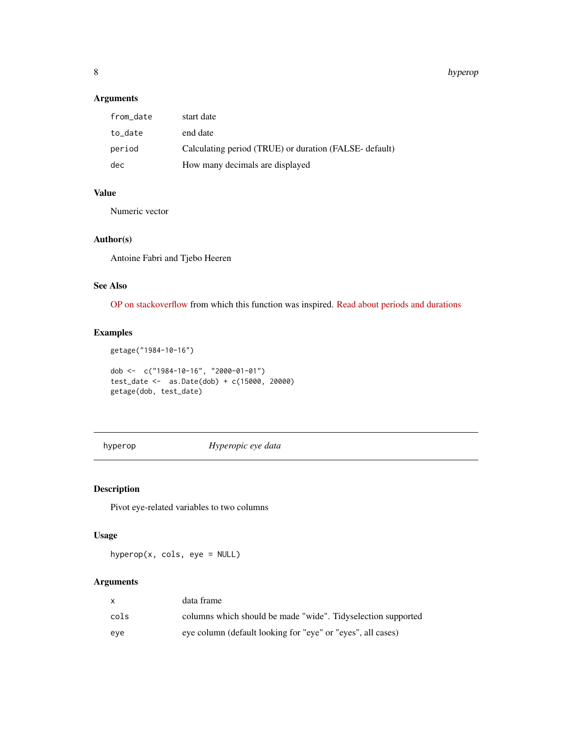### Arguments

| | |
|---|---|
| from_date | start date |
| to_date | end date |
| period | Calculating period (TRUE) or duration (FALSE- default) |
| dec | How many decimals are displayed |

### Value

Numeric vector

### Author(s)

Antoine Fabri and Tjebo Heeren

### See Also

OP on stackoverflow from which this function was inspired. Read about periods and durations

### Examples

```
getage("1984-10-16")

dob <-  c("1984-10-16", "2000-01-01")
test_date <-  as.Date(dob) + c(15000, 20000)
getage(dob, test_date)
```

---

## hyperop — *Hyperopic eye data*

### Description

Pivot eye-related variables to two columns

### Usage

```
hyperop(x, cols, eye = NULL)
```

### Arguments

| | |
|---|---|
| x | data frame |
| cols | columns which should be made "wide". Tidyselection supported |
| eye | eye column (default looking for "eye" or "eyes", all cases) |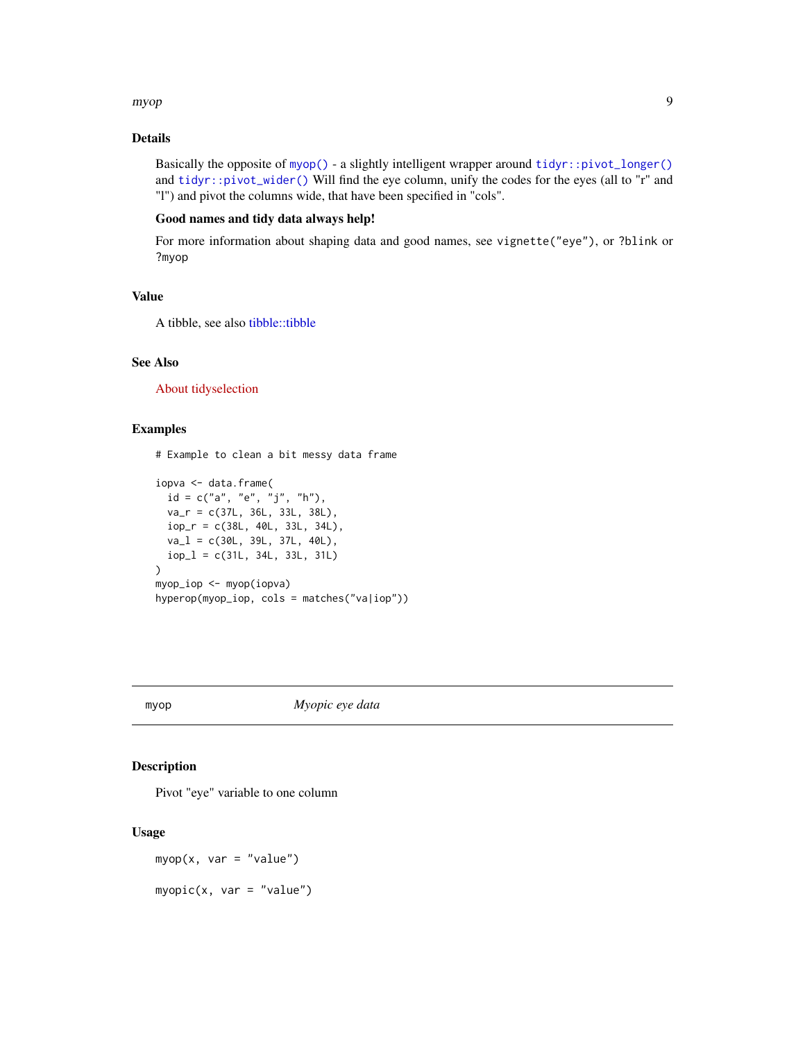### Details

Basically the opposite of `myop()` - a slightly intelligent wrapper around `tidyr::pivot_longer()` and `tidyr::pivot_wider()` Will find the eye column, unify the codes for the eyes (all to "r" and "l") and pivot the columns wide, that have been specified in "cols".

**Good names and tidy data always help!**

For more information about shaping data and good names, see `vignette("eye")`, or `?blink` or `?myop`

### Value

A tibble, see also tibble::tibble

### See Also

About tidyselection

### Examples

```
# Example to clean a bit messy data frame

iopva <- data.frame(
  id = c("a", "e", "j", "h"),
  va_r = c(37L, 36L, 33L, 38L),
  iop_r = c(38L, 40L, 33L, 34L),
  va_l = c(30L, 39L, 37L, 40L),
  iop_l = c(31L, 34L, 33L, 31L)
)
myop_iop <- myop(iopva)
hyperop(myop_iop, cols = matches("va|iop"))
```

---

## myop — *Myopic eye data*

### Description

Pivot "eye" variable to one column

### Usage

```
myop(x, var = "value")

myopic(x, var = "value")
```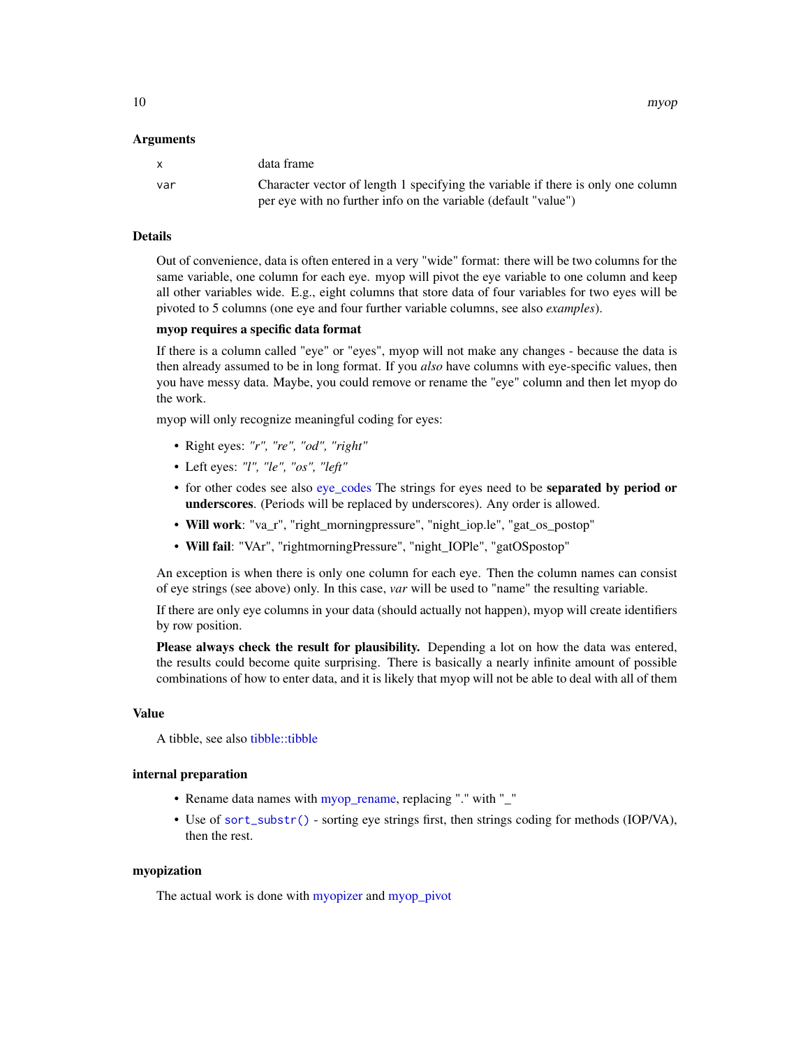### Arguments

| | |
|---|---|
| x | data frame |
| var | Character vector of length 1 specifying the variable if there is only one column per eye with no further info on the variable (default "value") |

### Details

Out of convenience, data is often entered in a very "wide" format: there will be two columns for the same variable, one column for each eye. myop will pivot the eye variable to one column and keep all other variables wide. E.g., eight columns that store data of four variables for two eyes will be pivoted to 5 columns (one eye and four further variable columns, see also *examples*).

**myop requires a specific data format**

If there is a column called "eye" or "eyes", myop will not make any changes - because the data is then already assumed to be in long format. If you *also* have columns with eye-specific values, then you have messy data. Maybe, you could remove or rename the "eye" column and then let myop do the work.

myop will only recognize meaningful coding for eyes:

- Right eyes: *"r", "re", "od", "right"*
- Left eyes: *"l", "le", "os", "left"*
- for other codes see also eye_codes The strings for eyes need to be **separated by period or underscores**. (Periods will be replaced by underscores). Any order is allowed.
- **Will work**: "va_r", "right_morningpressure", "night_iop.le", "gat_os_postop"
- **Will fail**: "VAr", "rightmorningPressure", "night_IOPle", "gatOSpostop"

An exception is when there is only one column for each eye. Then the column names can consist of eye strings (see above) only. In this case, *var* will be used to "name" the resulting variable.

If there are only eye columns in your data (should actually not happen), myop will create identifiers by row position.

**Please always check the result for plausibility.** Depending a lot on how the data was entered, the results could become quite surprising. There is basically a nearly infinite amount of possible combinations of how to enter data, and it is likely that myop will not be able to deal with all of them

### Value

A tibble, see also tibble::tibble

### internal preparation

- Rename data names with myop_rename, replacing "." with "_"
- Use of `sort_substr()` - sorting eye strings first, then strings coding for methods (IOP/VA), then the rest.

### myopization

The actual work is done with myopizer and myop_pivot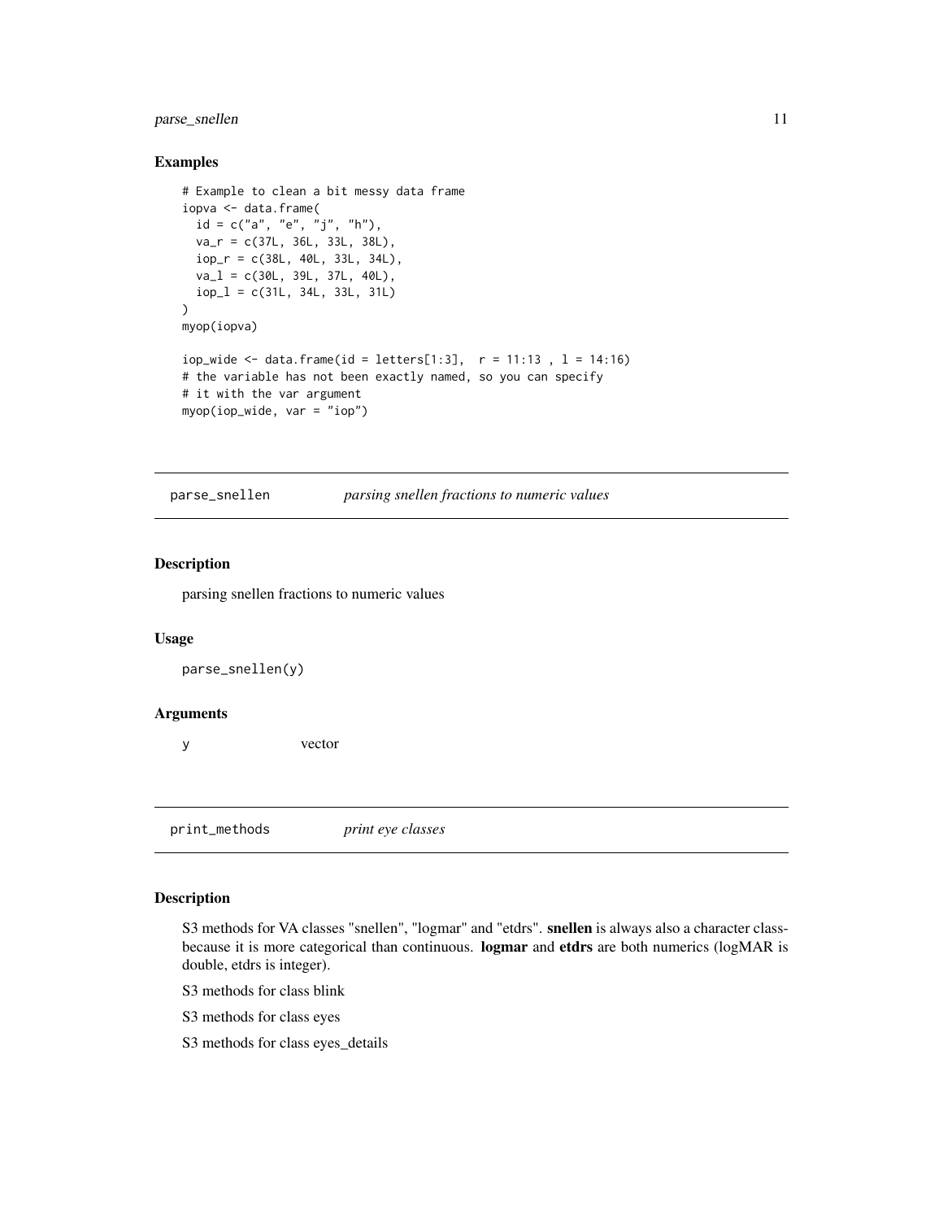### Examples

```
# Example to clean a bit messy data frame
iopva <- data.frame(
  id = c("a", "e", "j", "h"),
  va_r = c(37L, 36L, 33L, 38L),
  iop_r = c(38L, 40L, 33L, 34L),
  va_l = c(30L, 39L, 37L, 40L),
  iop_l = c(31L, 34L, 33L, 31L)
)
myop(iopva)

iop_wide <- data.frame(id = letters[1:3],  r = 11:13 , l = 14:16)
# the variable has not been exactly named, so you can specify
# it with the var argument
myop(iop_wide, var = "iop")
```

---

## parse_snellen *parsing snellen fractions to numeric values*

### Description

parsing snellen fractions to numeric values

### Usage

```
parse_snellen(y)
```

### Arguments

| | |
|---|---|
| y | vector |

---

## print_methods *print eye classes*

### Description

S3 methods for VA classes "snellen", "logmar" and "etdrs". **snellen** is always also a character class-because it is more categorical than continuous. **logmar** and **etdrs** are both numerics (logMAR is double, etdrs is integer).

S3 methods for class blink

S3 methods for class eyes

S3 methods for class eyes_details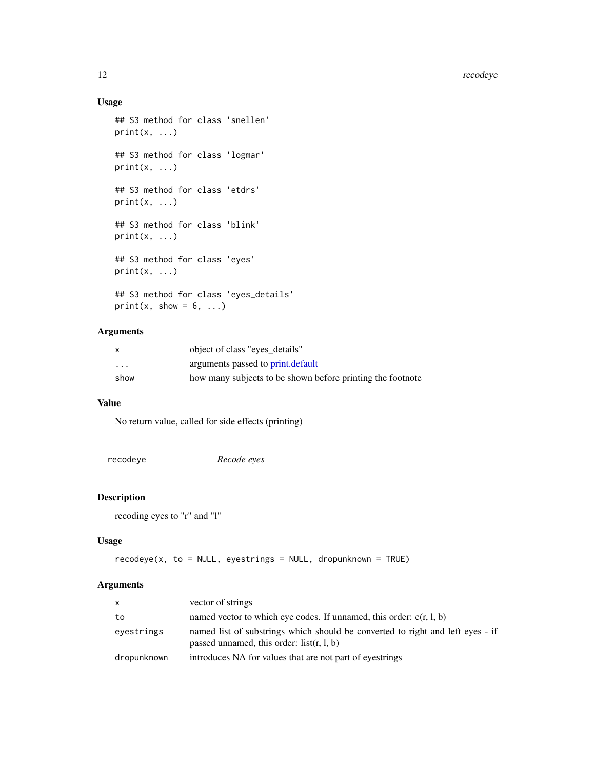### Usage

```
## S3 method for class 'snellen'
print(x, ...)

## S3 method for class 'logmar'
print(x, ...)

## S3 method for class 'etdrs'
print(x, ...)

## S3 method for class 'blink'
print(x, ...)

## S3 method for class 'eyes'
print(x, ...)

## S3 method for class 'eyes_details'
print(x, show = 6, ...)
```

### Arguments

| | |
|---|---|
| x | object of class "eyes_details" |
| ... | arguments passed to print.default |
| show | how many subjects to be shown before printing the footnote |

### Value

No return value, called for side effects (printing)

---

## recodeye — *Recode eyes*

---

### Description

recoding eyes to "r" and "l"

### Usage

```
recodeye(x, to = NULL, eyestrings = NULL, dropunknown = TRUE)
```

### Arguments

| | |
|---|---|
| x | vector of strings |
| to | named vector to which eye codes. If unnamed, this order: c(r, l, b) |
| eyestrings | named list of substrings which should be converted to right and left eyes - if passed unnamed, this order: list(r, l, b) |
| dropunknown | introduces NA for values that are not part of eyestrings |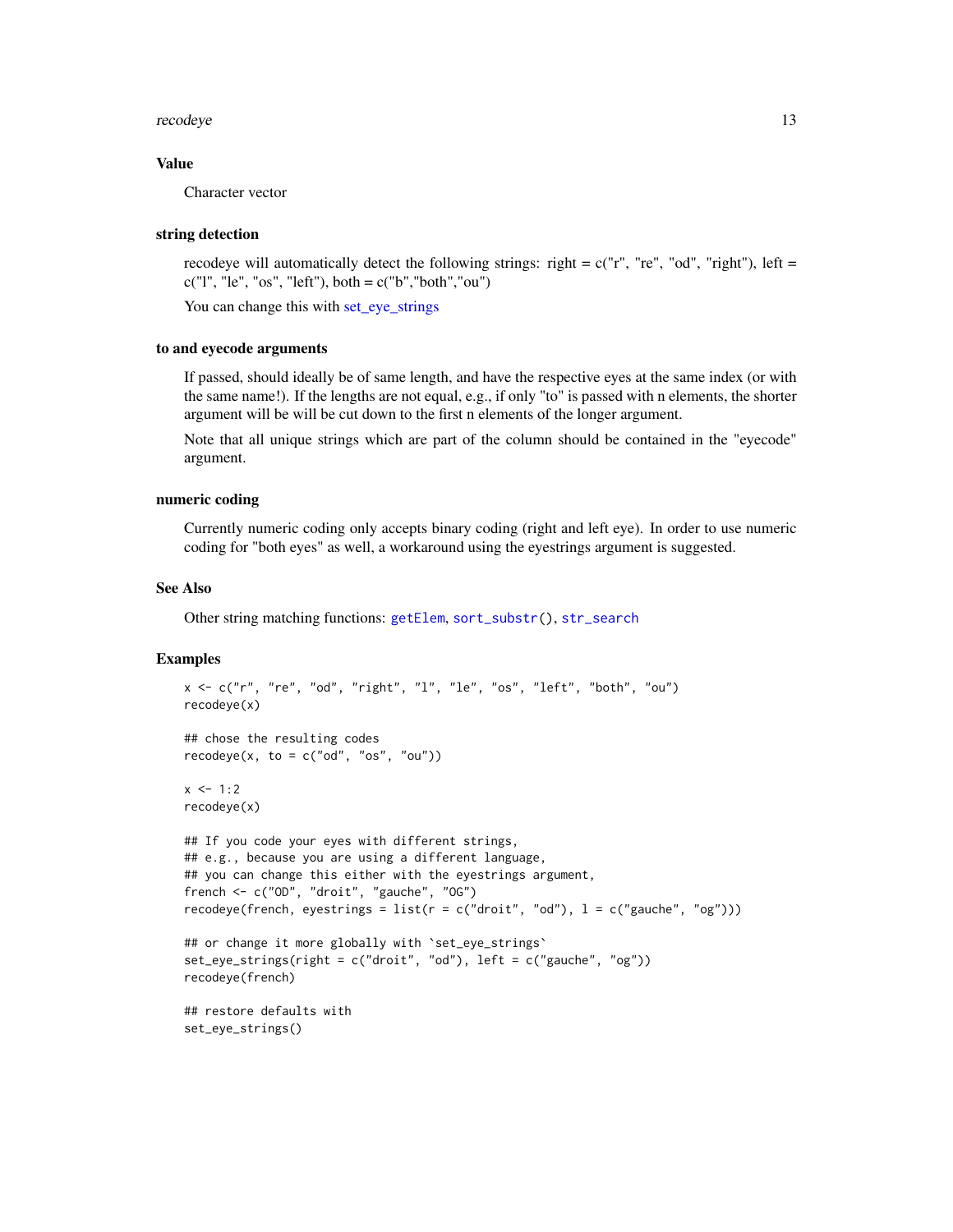### Value

Character vector

### string detection

recodeye will automatically detect the following strings: right = c("r", "re", "od", "right"), left = c("l", "le", "os", "left"), both = c("b","both","ou")

You can change this with set_eye_strings

### to and eyecode arguments

If passed, should ideally be of same length, and have the respective eyes at the same index (or with the same name!). If the lengths are not equal, e.g., if only "to" is passed with n elements, the shorter argument will be will be cut down to the first n elements of the longer argument.

Note that all unique strings which are part of the column should be contained in the "eyecode" argument.

### numeric coding

Currently numeric coding only accepts binary coding (right and left eye). In order to use numeric coding for "both eyes" as well, a workaround using the eyestrings argument is suggested.

### See Also

Other string matching functions: `getElem`, `sort_substr()`, `str_search`

### Examples

```
x <- c("r", "re", "od", "right", "l", "le", "os", "left", "both", "ou")
recodeye(x)

## chose the resulting codes
recodeye(x, to = c("od", "os", "ou"))

x <- 1:2
recodeye(x)

## If you code your eyes with different strings,
## e.g., because you are using a different language,
## you can change this either with the eyestrings argument,
french <- c("OD", "droit", "gauche", "OG")
recodeye(french, eyestrings = list(r = c("droit", "od"), l = c("gauche", "og")))

## or change it more globally with `set_eye_strings`
set_eye_strings(right = c("droit", "od"), left = c("gauche", "og"))
recodeye(french)

## restore defaults with
set_eye_strings()
```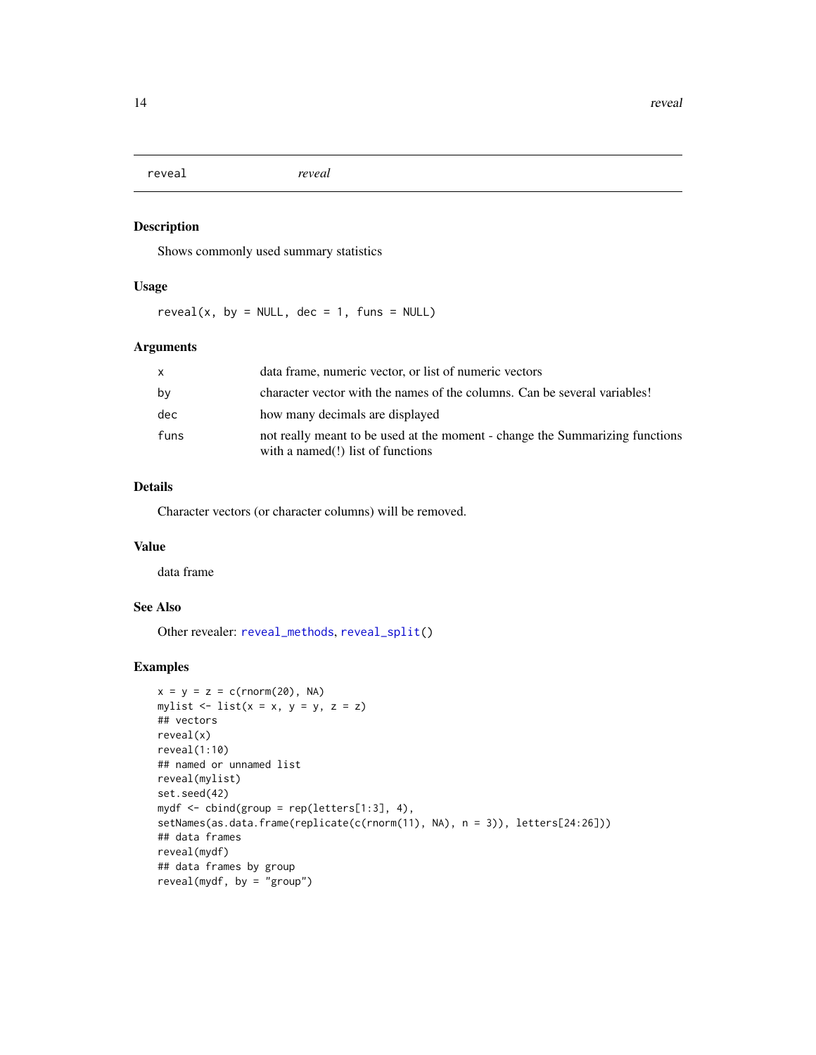# reveal *reveal*

## Description

Shows commonly used summary statistics

## Usage

```
reveal(x, by = NULL, dec = 1, funs = NULL)
```

## Arguments

| | |
|---|---|
| x | data frame, numeric vector, or list of numeric vectors |
| by | character vector with the names of the columns. Can be several variables! |
| dec | how many decimals are displayed |
| funs | not really meant to be used at the moment - change the Summarizing functions with a named(!) list of functions |

## Details

Character vectors (or character columns) will be removed.

## Value

data frame

## See Also

Other revealer: reveal_methods, reveal_split()

## Examples

```
x = y = z = c(rnorm(20), NA)
mylist <- list(x = x, y = y, z = z)
## vectors
reveal(x)
reveal(1:10)
## named or unnamed list
reveal(mylist)
set.seed(42)
mydf <- cbind(group = rep(letters[1:3], 4),
setNames(as.data.frame(replicate(c(rnorm(11), NA), n = 3)), letters[24:26]))
## data frames
reveal(mydf)
## data frames by group
reveal(mydf, by = "group")
```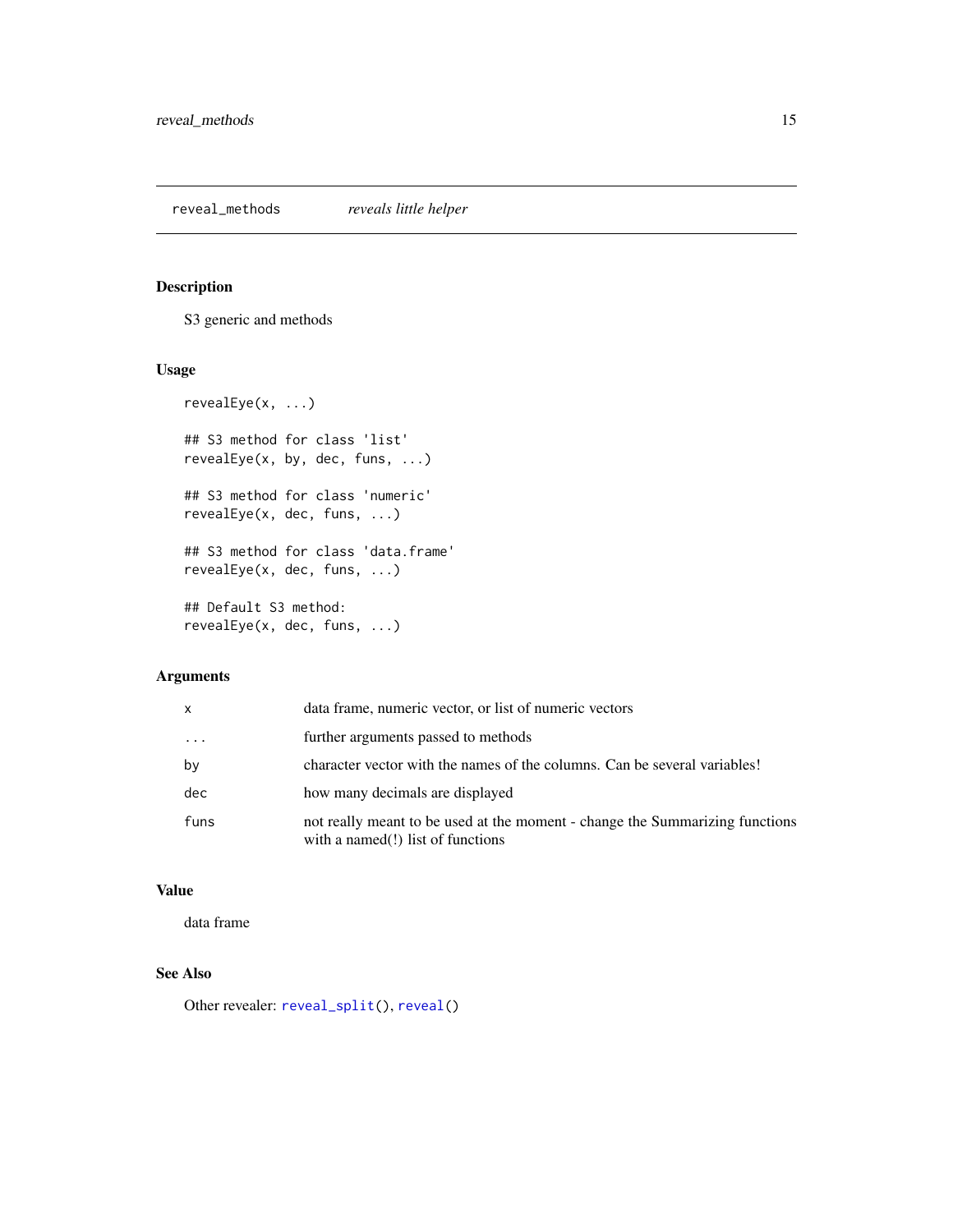`reveal_methods` *reveals little helper*

### Description

S3 generic and methods

### Usage

```
revealEye(x, ...)

## S3 method for class 'list'
revealEye(x, by, dec, funs, ...)

## S3 method for class 'numeric'
revealEye(x, dec, funs, ...)

## S3 method for class 'data.frame'
revealEye(x, dec, funs, ...)

## Default S3 method:
revealEye(x, dec, funs, ...)
```

### Arguments

| | |
|---|---|
| `x` | data frame, numeric vector, or list of numeric vectors |
| `...` | further arguments passed to methods |
| `by` | character vector with the names of the columns. Can be several variables! |
| `dec` | how many decimals are displayed |
| `funs` | not really meant to be used at the moment - change the Summarizing functions with a named(!) list of functions |

### Value

data frame

### See Also

Other revealer: `reveal_split()`, `reveal()`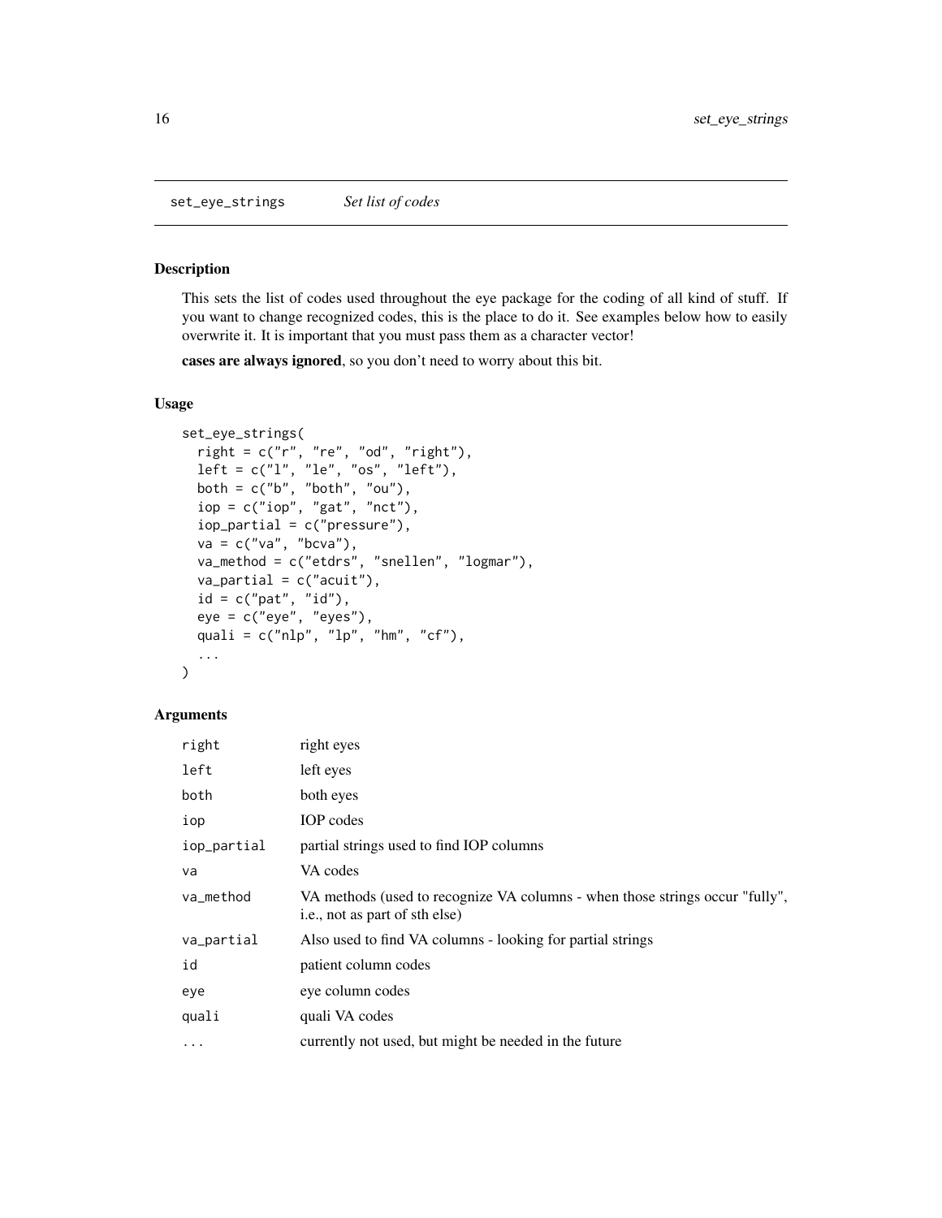## set_eye_strings *Set list of codes*

### Description

This sets the list of codes used throughout the eye package for the coding of all kind of stuff. If you want to change recognized codes, this is the place to do it. See examples below how to easily overwrite it. It is important that you must pass them as a character vector!

**cases are always ignored**, so you don't need to worry about this bit.

### Usage

```
set_eye_strings(
  right = c("r", "re", "od", "right"),
  left = c("l", "le", "os", "left"),
  both = c("b", "both", "ou"),
  iop = c("iop", "gat", "nct"),
  iop_partial = c("pressure"),
  va = c("va", "bcva"),
  va_method = c("etdrs", "snellen", "logmar"),
  va_partial = c("acuit"),
  id = c("pat", "id"),
  eye = c("eye", "eyes"),
  quali = c("nlp", "lp", "hm", "cf"),
  ...
)
```

### Arguments

| | |
|---|---|
| `right` | right eyes |
| `left` | left eyes |
| `both` | both eyes |
| `iop` | IOP codes |
| `iop_partial` | partial strings used to find IOP columns |
| `va` | VA codes |
| `va_method` | VA methods (used to recognize VA columns - when those strings occur "fully", i.e., not as part of sth else) |
| `va_partial` | Also used to find VA columns - looking for partial strings |
| `id` | patient column codes |
| `eye` | eye column codes |
| `quali` | quali VA codes |
| `...` | currently not used, but might be needed in the future |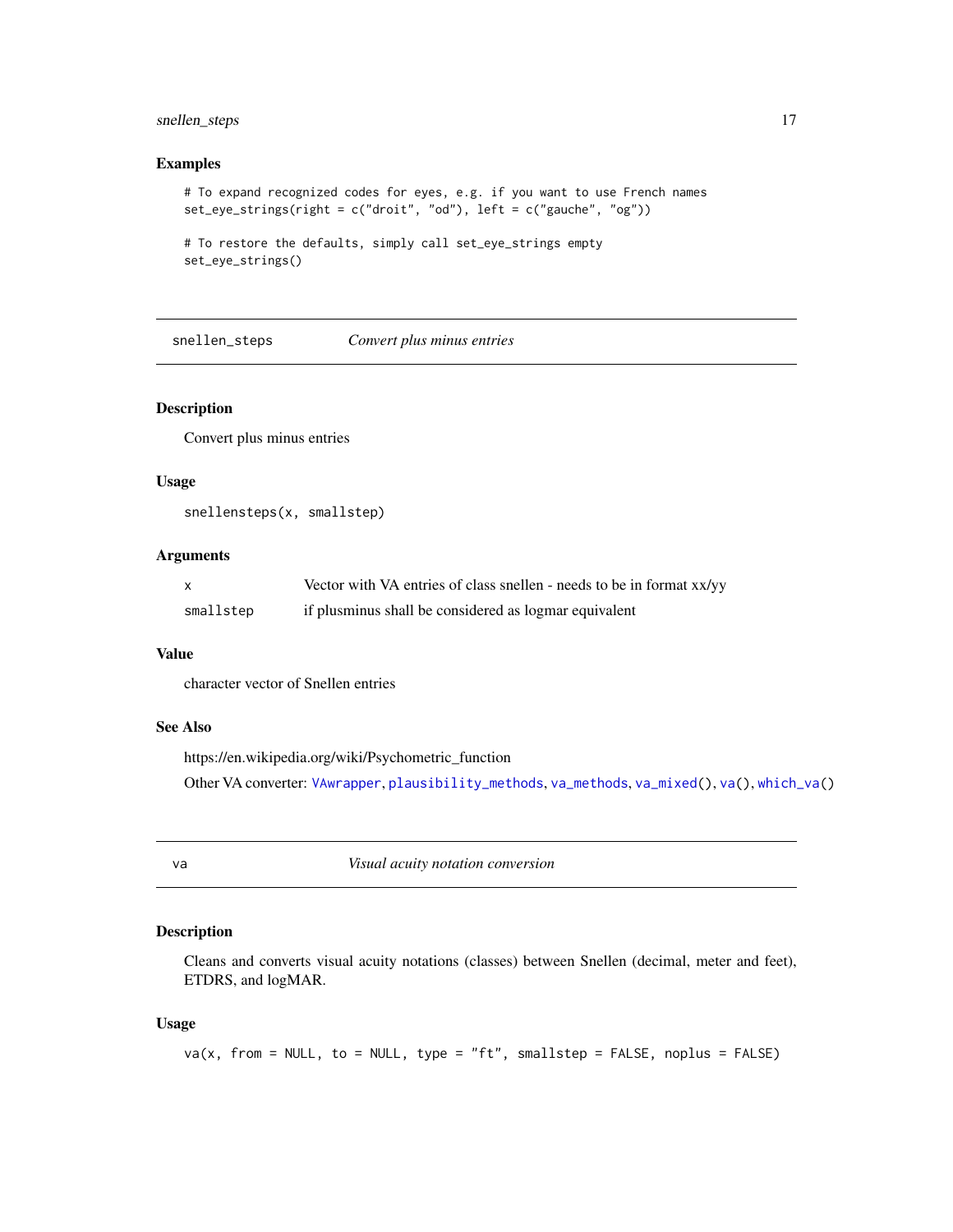### Examples

```
# To expand recognized codes for eyes, e.g. if you want to use French names
set_eye_strings(right = c("droit", "od"), left = c("gauche", "og"))

# To restore the defaults, simply call set_eye_strings empty
set_eye_strings()
```

## snellen_steps — *Convert plus minus entries*

### Description

Convert plus minus entries

### Usage

```
snellensteps(x, smallstep)
```

### Arguments

| | |
|---|---|
| x | Vector with VA entries of class snellen - needs to be in format xx/yy |
| smallstep | if plusminus shall be considered as logmar equivalent |

### Value

character vector of Snellen entries

### See Also

https://en.wikipedia.org/wiki/Psychometric_function

Other VA converter: VAwrapper, plausibility_methods, va_methods, va_mixed(), va(), which_va()

## va — *Visual acuity notation conversion*

### Description

Cleans and converts visual acuity notations (classes) between Snellen (decimal, meter and feet), ETDRS, and logMAR.

### Usage

```
va(x, from = NULL, to = NULL, type = "ft", smallstep = FALSE, noplus = FALSE)
```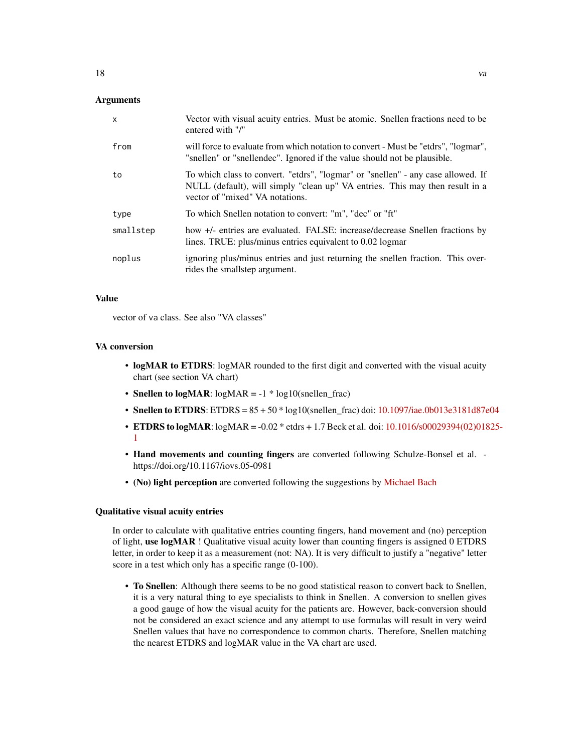### Arguments

| | |
|---|---|
| `x` | Vector with visual acuity entries. Must be atomic. Snellen fractions need to be entered with "/" |
| `from` | will force to evaluate from which notation to convert - Must be "etdrs", "logmar", "snellen" or "snellendec". Ignored if the value should not be plausible. |
| `to` | To which class to convert. "etdrs", "logmar" or "snellen" - any case allowed. If NULL (default), will simply "clean up" VA entries. This may then result in a vector of "mixed" VA notations. |
| `type` | To which Snellen notation to convert: "m", "dec" or "ft" |
| `smallstep` | how +/- entries are evaluated. FALSE: increase/decrease Snellen fractions by lines. TRUE: plus/minus entries equivalent to 0.02 logmar |
| `noplus` | ignoring plus/minus entries and just returning the snellen fraction. This overrides the smallstep argument. |

### Value

vector of `va` class. See also "VA classes"

### VA conversion

- **logMAR to ETDRS**: logMAR rounded to the first digit and converted with the visual acuity chart (see section VA chart)
- **Snellen to logMAR**: logMAR = -1 * log10(snellen_frac)
- **Snellen to ETDRS**: ETDRS = 85 + 50 * log10(snellen_frac) doi: 10.1097/iae.0b013e3181d87e04
- **ETDRS to logMAR**: logMAR = -0.02 * etdrs + 1.7 Beck et al. doi: 10.1016/s00029394(02)01825-1
- **Hand movements and counting fingers** are converted following Schulze-Bonsel et al. - https://doi.org/10.1167/iovs.05-0981
- **(No) light perception** are converted following the suggestions by Michael Bach

### Qualitative visual acuity entries

In order to calculate with qualitative entries counting fingers, hand movement and (no) perception of light, **use logMAR** ! Qualitative visual acuity lower than counting fingers is assigned 0 ETDRS letter, in order to keep it as a measurement (not: NA). It is very difficult to justify a "negative" letter score in a test which only has a specific range (0-100).

- **To Snellen**: Although there seems to be no good statistical reason to convert back to Snellen, it is a very natural thing to eye specialists to think in Snellen. A conversion to snellen gives a good gauge of how the visual acuity for the patients are. However, back-conversion should not be considered an exact science and any attempt to use formulas will result in very weird Snellen values that have no correspondence to common charts. Therefore, Snellen matching the nearest ETDRS and logMAR value in the VA chart are used.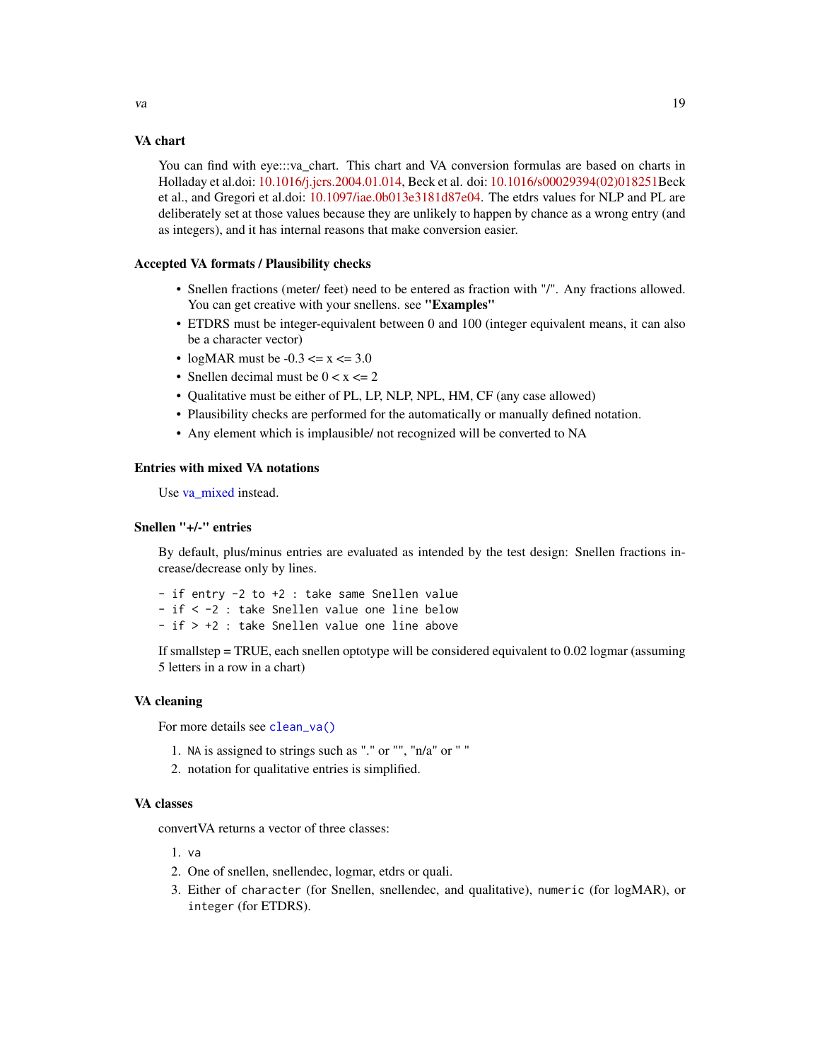### VA chart

You can find with eye:::va_chart. This chart and VA conversion formulas are based on charts in Holladay et al.doi: 10.1016/j.jcrs.2004.01.014, Beck et al. doi: 10.1016/s00029394(02)018251Beck et al., and Gregori et al.doi: 10.1097/iae.0b013e3181d87e04. The etdrs values for NLP and PL are deliberately set at those values because they are unlikely to happen by chance as a wrong entry (and as integers), and it has internal reasons that make conversion easier.

### Accepted VA formats / Plausibility checks

- Snellen fractions (meter/ feet) need to be entered as fraction with "/". Any fractions allowed. You can get creative with your snellens. see **"Examples"**
- ETDRS must be integer-equivalent between 0 and 100 (integer equivalent means, it can also be a character vector)
- logMAR must be -0.3 <= x <= 3.0
- Snellen decimal must be 0 < x <= 2
- Qualitative must be either of PL, LP, NLP, NPL, HM, CF (any case allowed)
- Plausibility checks are performed for the automatically or manually defined notation.
- Any element which is implausible/ not recognized will be converted to NA

### Entries with mixed VA notations

Use va_mixed instead.

### Snellen "+/-" entries

By default, plus/minus entries are evaluated as intended by the test design: Snellen fractions increase/decrease only by lines.

```
- if entry -2 to +2 : take same Snellen value
- if < -2 : take Snellen value one line below
- if > +2 : take Snellen value one line above
```

If smallstep = TRUE, each snellen optotype will be considered equivalent to 0.02 logmar (assuming 5 letters in a row in a chart)

### VA cleaning

For more details see `clean_va()`

1. `NA` is assigned to strings such as "." or "", "n/a" or " "
2. notation for qualitative entries is simplified.

### VA classes

convertVA returns a vector of three classes:

1. `va`
2. One of snellen, snellendec, logmar, etdrs or quali.
3. Either of `character` (for Snellen, snellendec, and qualitative), `numeric` (for logMAR), or `integer` (for ETDRS).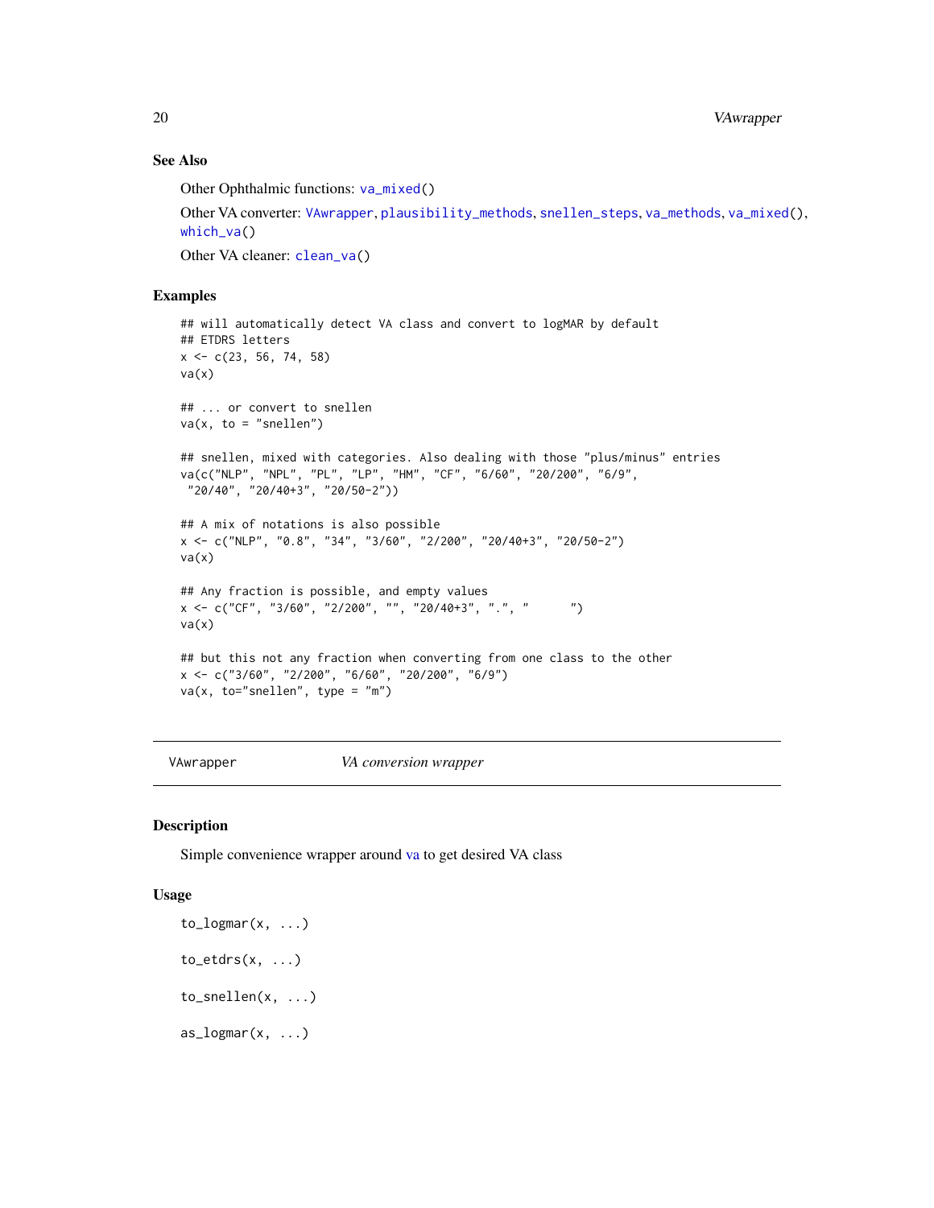### See Also

Other Ophthalmic functions: va_mixed()

Other VA converter: VAwrapper, plausibility_methods, snellen_steps, va_methods, va_mixed(), which_va()

Other VA cleaner: clean_va()

### Examples

```
## will automatically detect VA class and convert to logMAR by default
## ETDRS letters
x <- c(23, 56, 74, 58)
va(x)

## ... or convert to snellen
va(x, to = "snellen")

## snellen, mixed with categories. Also dealing with those "plus/minus" entries
va(c("NLP", "NPL", "PL", "LP", "HM", "CF", "6/60", "20/200", "6/9",
 "20/40", "20/40+3", "20/50-2"))

## A mix of notations is also possible
x <- c("NLP", "0.8", "34", "3/60", "2/200", "20/40+3", "20/50-2")
va(x)

## Any fraction is possible, and empty values
x <- c("CF", "3/60", "2/200", "", "20/40+3", ".", "      ")
va(x)

## but this not any fraction when converting from one class to the other
x <- c("3/60", "2/200", "6/60", "20/200", "6/9")
va(x, to="snellen", type = "m")
```

---

## VAwrapper — *VA conversion wrapper*

### Description

Simple convenience wrapper around va to get desired VA class

### Usage

```
to_logmar(x, ...)

to_etdrs(x, ...)

to_snellen(x, ...)

as_logmar(x, ...)
```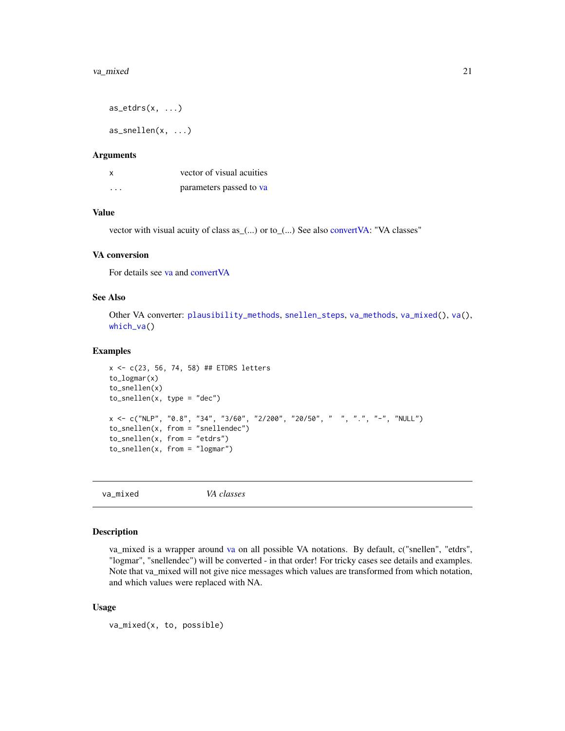```
as_etdrs(x, ...)

as_snellen(x, ...)
```

## Arguments

| | |
|---|---|
| x | vector of visual acuities |
| ... | parameters passed to va |

## Value

vector with visual acuity of class as_(...) or to_(...) See also convertVA: "VA classes"

## VA conversion

For details see va and convertVA

## See Also

Other VA converter: `plausibility_methods`, `snellen_steps`, `va_methods`, `va_mixed()`, `va()`, `which_va()`

## Examples

```
x <- c(23, 56, 74, 58) ## ETDRS letters
to_logmar(x)
to_snellen(x)
to_snellen(x, type = "dec")

x <- c("NLP", "0.8", "34", "3/60", "2/200", "20/50", "  ", ".", "-", "NULL")
to_snellen(x, from = "snellendec")
to_snellen(x, from = "etdrs")
to_snellen(x, from = "logmar")
```

---

# va_mixed — *VA classes*

## Description

va_mixed is a wrapper around va on all possible VA notations. By default, c("snellen", "etdrs", "logmar", "snellendec") will be converted - in that order! For tricky cases see details and examples. Note that va_mixed will not give nice messages which values are transformed from which notation, and which values were replaced with NA.

## Usage

```
va_mixed(x, to, possible)
```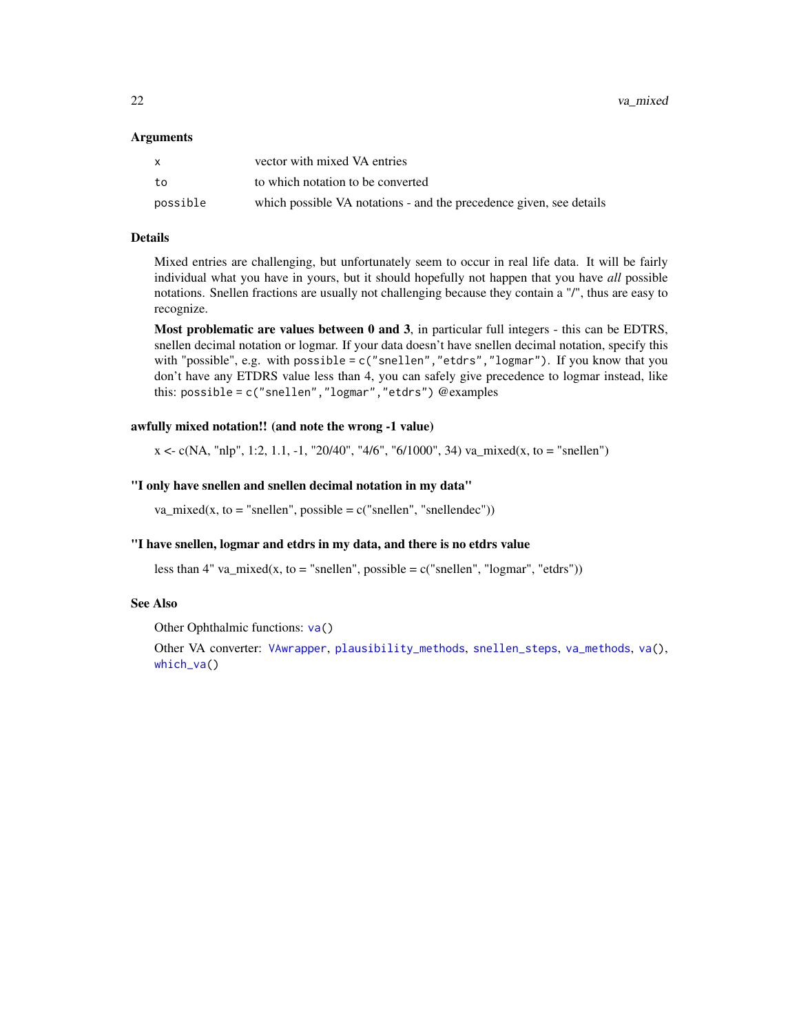## Arguments

| | |
|---|---|
| `x` | vector with mixed VA entries |
| `to` | to which notation to be converted |
| `possible` | which possible VA notations - and the precedence given, see details |

## Details

Mixed entries are challenging, but unfortunately seem to occur in real life data. It will be fairly individual what you have in yours, but it should hopefully not happen that you have *all* possible notations. Snellen fractions are usually not challenging because they contain a "/", thus are easy to recognize.

**Most problematic are values between 0 and 3**, in particular full integers - this can be EDTRS, snellen decimal notation or logmar. If your data doesn't have snellen decimal notation, specify this with "possible", e.g. with `possible = c("snellen","etdrs","logmar")`. If you know that you don't have any ETDRS value less than 4, you can safely give precedence to logmar instead, like this: `possible = c("snellen","logmar","etdrs")` @examples

### awfully mixed notation!! (and note the wrong -1 value)

x <- c(NA, "nlp", 1:2, 1.1, -1, "20/40", "4/6", "6/1000", 34) va_mixed(x, to = "snellen")

### "I only have snellen and snellen decimal notation in my data"

va_mixed(x, to = "snellen", possible = c("snellen", "snellendec"))

### "I have snellen, logmar and etdrs in my data, and there is no etdrs value

less than 4" va_mixed(x, to = "snellen", possible = c("snellen", "logmar", "etdrs"))

## See Also

Other Ophthalmic functions: `va()`

Other VA converter: `VAwrapper`, `plausibility_methods`, `snellen_steps`, `va_methods`, `va()`, `which_va()`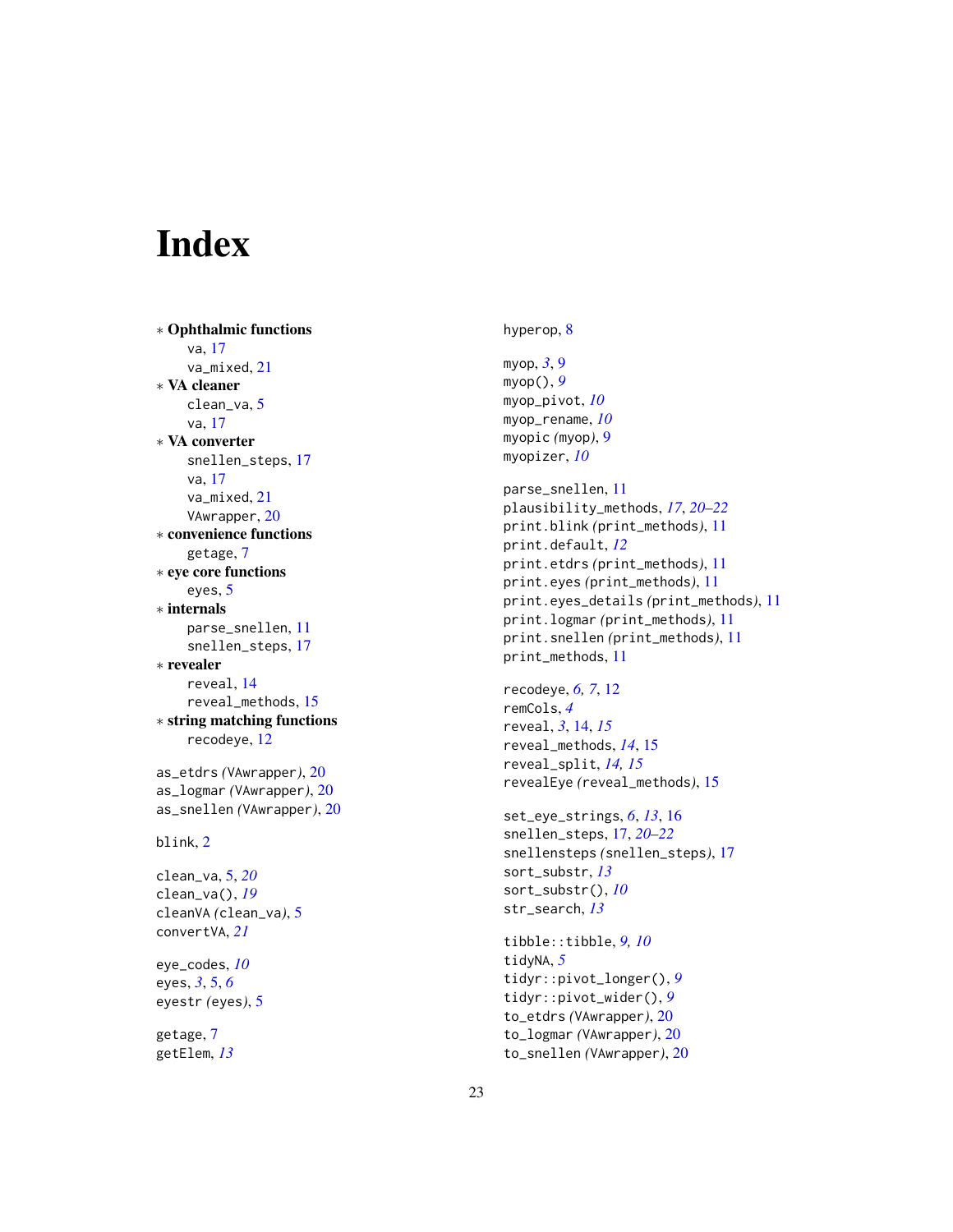# Index

∗ **Ophthalmic functions**
  va, 17
  va_mixed, 21

∗ **VA cleaner**
  clean_va, 5
  va, 17

∗ **VA converter**
  snellen_steps, 17
  va, 17
  va_mixed, 21
  VAwrapper, 20

∗ **convenience functions**
  getage, 7

∗ **eye core functions**
  eyes, 5

∗ **internals**
  parse_snellen, 11
  snellen_steps, 17

∗ **revealer**
  reveal, 14
  reveal_methods, 15

∗ **string matching functions**
  recodeye, 12

as_etdrs *(VAwrapper)*, 20
as_logmar *(VAwrapper)*, 20
as_snellen *(VAwrapper)*, 20

blink, 2

clean_va, 5, *20*
clean_va(), *19*
cleanVA *(clean_va)*, 5
convertVA, *21*

eye_codes, *10*
eyes, *3*, 5, *6*
eyestr *(eyes)*, 5

getage, 7
getElem, *13*

hyperop, 8

myop, *3*, 9
myop(), *9*
myop_pivot, *10*
myop_rename, *10*
myopic *(myop)*, 9
myopizer, *10*

parse_snellen, 11
plausibility_methods, *17*, *20–22*
print.blink *(print_methods)*, 11
print.default, *12*
print.etdrs *(print_methods)*, 11
print.eyes *(print_methods)*, 11
print.eyes_details *(print_methods)*, 11
print.logmar *(print_methods)*, 11
print.snellen *(print_methods)*, 11
print_methods, 11

recodeye, *6*, *7*, 12
remCols, *4*
reveal, *3*, 14, *15*
reveal_methods, *14*, 15
reveal_split, *14*, *15*
revealEye *(reveal_methods)*, 15

set_eye_strings, *6*, *13*, 16
snellen_steps, 17, *20–22*
snellensteps *(snellen_steps)*, 17
sort_substr, *13*
sort_substr(), *10*
str_search, *13*

tibble::tibble, *9*, *10*
tidyNA, *5*
tidyr::pivot_longer(), *9*
tidyr::pivot_wider(), *9*
to_etdrs *(VAwrapper)*, 20
to_logmar *(VAwrapper)*, 20
to_snellen *(VAwrapper)*, 20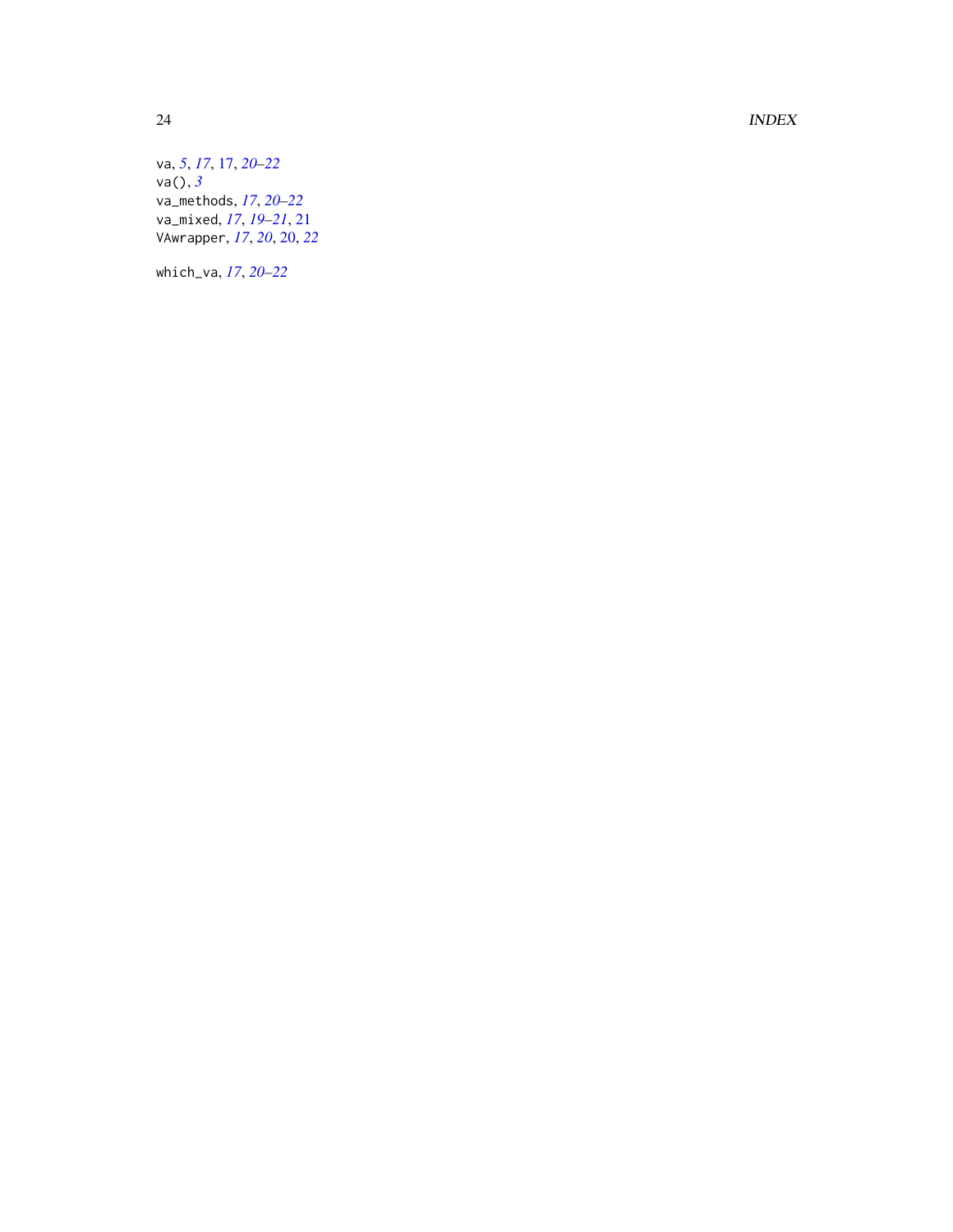va, *5*, *17*, 17, *20–22*
va(), *3*
va_methods, *17*, *20–22*
va_mixed, *17*, *19–21*, 21
VAwrapper, *17*, *20*, 20, *22*

which_va, *17*, *20–22*